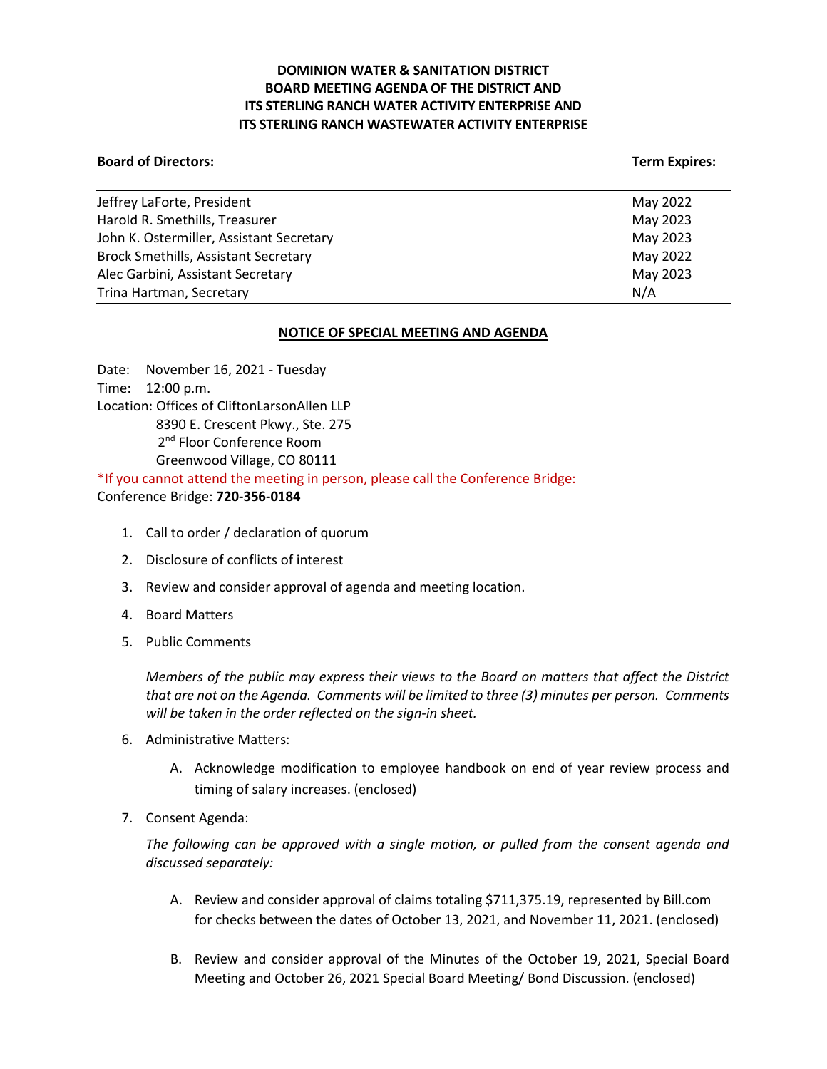# DOMINION WATER & SANITATION DISTRICT
## BOARD MEETING AGENDA OF THE DISTRICT AND ITS STERLING RANCH WATER ACTIVITY ENTERPRISE AND ITS STERLING RANCH WASTEWATER ACTIVITY ENTERPRISE

| Board of Directors: | Term Expires: |
|---|---|
| Jeffrey LaForte, President | May 2022 |
| Harold R. Smethills, Treasurer | May 2023 |
| John K. Ostermiller, Assistant Secretary | May 2023 |
| Brock Smethills, Assistant Secretary | May 2022 |
| Alec Garbini, Assistant Secretary | May 2023 |
| Trina Hartman, Secretary | N/A |

## NOTICE OF SPECIAL MEETING AND AGENDA

Date: November 16, 2021 - Tuesday
Time: 12:00 p.m.
Location: Offices of CliftonLarsonAllen LLP
8390 E. Crescent Pkwy., Ste. 275
2nd Floor Conference Room
Greenwood Village, CO 80111

*If you cannot attend the meeting in person, please call the Conference Bridge:
Conference Bridge: **720-356-0184**

1. Call to order / declaration of quorum

2. Disclosure of conflicts of interest

3. Review and consider approval of agenda and meeting location.

4. Board Matters

5. Public Comments

   *Members of the public may express their views to the Board on matters that affect the District that are not on the Agenda. Comments will be limited to three (3) minutes per person. Comments will be taken in the order reflected on the sign-in sheet.*

6. Administrative Matters:

   A. Acknowledge modification to employee handbook on end of year review process and timing of salary increases. (enclosed)

7. Consent Agenda:

   *The following can be approved with a single motion, or pulled from the consent agenda and discussed separately:*

   A. Review and consider approval of claims totaling $711,375.19, represented by Bill.com for checks between the dates of October 13, 2021, and November 11, 2021. (enclosed)

   B. Review and consider approval of the Minutes of the October 19, 2021, Special Board Meeting and October 26, 2021 Special Board Meeting/ Bond Discussion. (enclosed)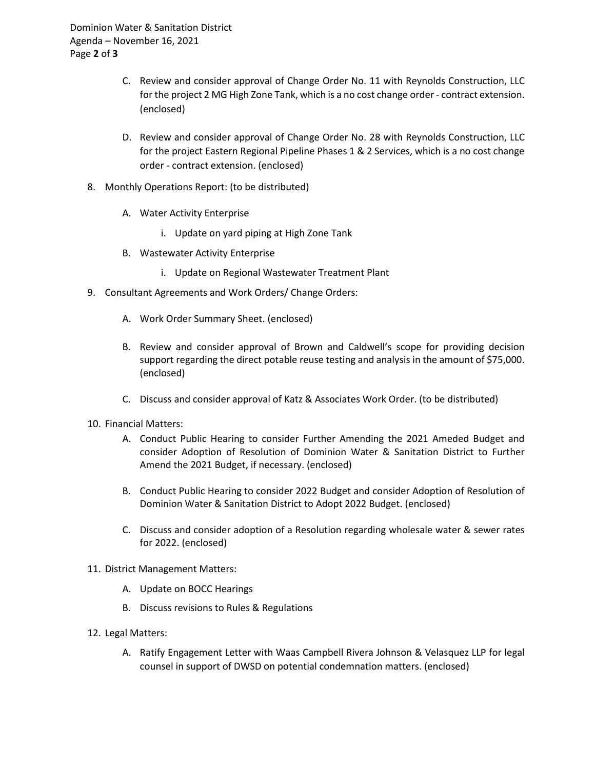C. Review and consider approval of Change Order No. 11 with Reynolds Construction, LLC for the project 2 MG High Zone Tank, which is a no cost change order - contract extension. (enclosed)

D. Review and consider approval of Change Order No. 28 with Reynolds Construction, LLC for the project Eastern Regional Pipeline Phases 1 & 2 Services, which is a no cost change order - contract extension. (enclosed)

8. Monthly Operations Report: (to be distributed)

   A. Water Activity Enterprise

      i. Update on yard piping at High Zone Tank

   B. Wastewater Activity Enterprise

      i. Update on Regional Wastewater Treatment Plant

9. Consultant Agreements and Work Orders/ Change Orders:

   A. Work Order Summary Sheet. (enclosed)

   B. Review and consider approval of Brown and Caldwell's scope for providing decision support regarding the direct potable reuse testing and analysis in the amount of $75,000. (enclosed)

   C. Discuss and consider approval of Katz & Associates Work Order. (to be distributed)

10. Financial Matters:

   A. Conduct Public Hearing to consider Further Amending the 2021 Ameded Budget and consider Adoption of Resolution of Dominion Water & Sanitation District to Further Amend the 2021 Budget, if necessary. (enclosed)

   B. Conduct Public Hearing to consider 2022 Budget and consider Adoption of Resolution of Dominion Water & Sanitation District to Adopt 2022 Budget. (enclosed)

   C. Discuss and consider adoption of a Resolution regarding wholesale water & sewer rates for 2022. (enclosed)

11. District Management Matters:

   A. Update on BOCC Hearings

   B. Discuss revisions to Rules & Regulations

12. Legal Matters:

   A. Ratify Engagement Letter with Waas Campbell Rivera Johnson & Velasquez LLP for legal counsel in support of DWSD on potential condemnation matters. (enclosed)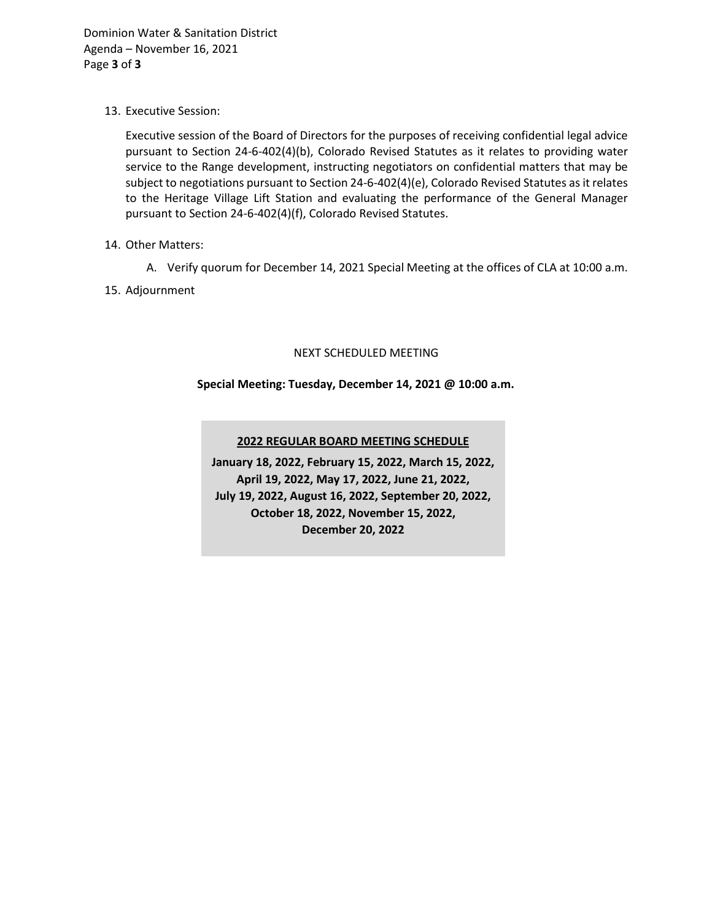13. Executive Session:

    Executive session of the Board of Directors for the purposes of receiving confidential legal advice pursuant to Section 24-6-402(4)(b), Colorado Revised Statutes as it relates to providing water service to the Range development, instructing negotiators on confidential matters that may be subject to negotiations pursuant to Section 24-6-402(4)(e), Colorado Revised Statutes as it relates to the Heritage Village Lift Station and evaluating the performance of the General Manager pursuant to Section 24-6-402(4)(f), Colorado Revised Statutes.

14. Other Matters:

    A. Verify quorum for December 14, 2021 Special Meeting at the offices of CLA at 10:00 a.m.

15. Adjournment

NEXT SCHEDULED MEETING

**Special Meeting: Tuesday, December 14, 2021 @ 10:00 a.m.**

**2022 REGULAR BOARD MEETING SCHEDULE**

**January 18, 2022, February 15, 2022, March 15, 2022, April 19, 2022, May 17, 2022, June 21, 2022, July 19, 2022, August 16, 2022, September 20, 2022, October 18, 2022, November 15, 2022, December 20, 2022**